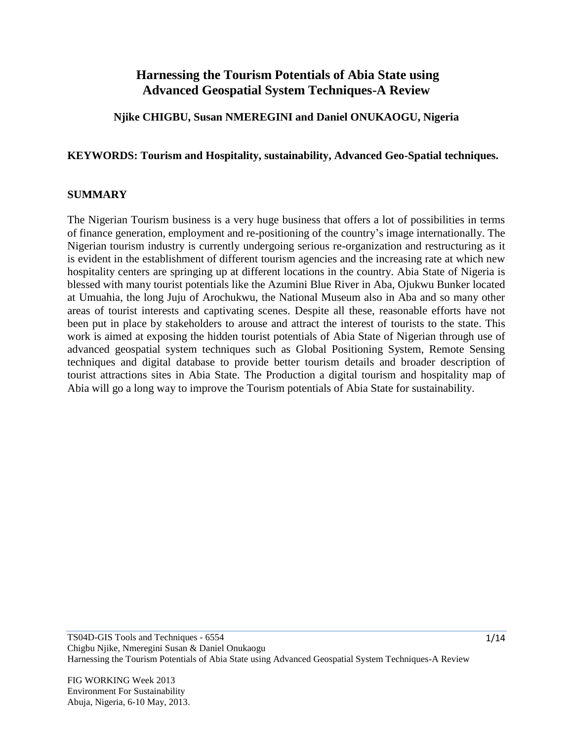# Harnessing the Tourism Potentials of Abia State using Advanced Geospatial System Techniques-A Review

**Njike CHIGBU, Susan NMEREGINI and Daniel ONUKAOGU, Nigeria**

**KEYWORDS: Tourism and Hospitality, sustainability, Advanced Geo-Spatial techniques.**

## SUMMARY

The Nigerian Tourism business is a very huge business that offers a lot of possibilities in terms of finance generation, employment and re-positioning of the country's image internationally. The Nigerian tourism industry is currently undergoing serious re-organization and restructuring as it is evident in the establishment of different tourism agencies and the increasing rate at which new hospitality centers are springing up at different locations in the country. Abia State of Nigeria is blessed with many tourist potentials like the Azumini Blue River in Aba, Ojukwu Bunker located at Umuahia, the long Juju of Arochukwu, the National Museum also in Aba and so many other areas of tourist interests and captivating scenes. Despite all these, reasonable efforts have not been put in place by stakeholders to arouse and attract the interest of tourists to the state. This work is aimed at exposing the hidden tourist potentials of Abia State of Nigerian through use of advanced geospatial system techniques such as Global Positioning System, Remote Sensing techniques and digital database to provide better tourism details and broader description of tourist attractions sites in Abia State. The Production a digital tourism and hospitality map of Abia will go a long way to improve the Tourism potentials of Abia State for sustainability.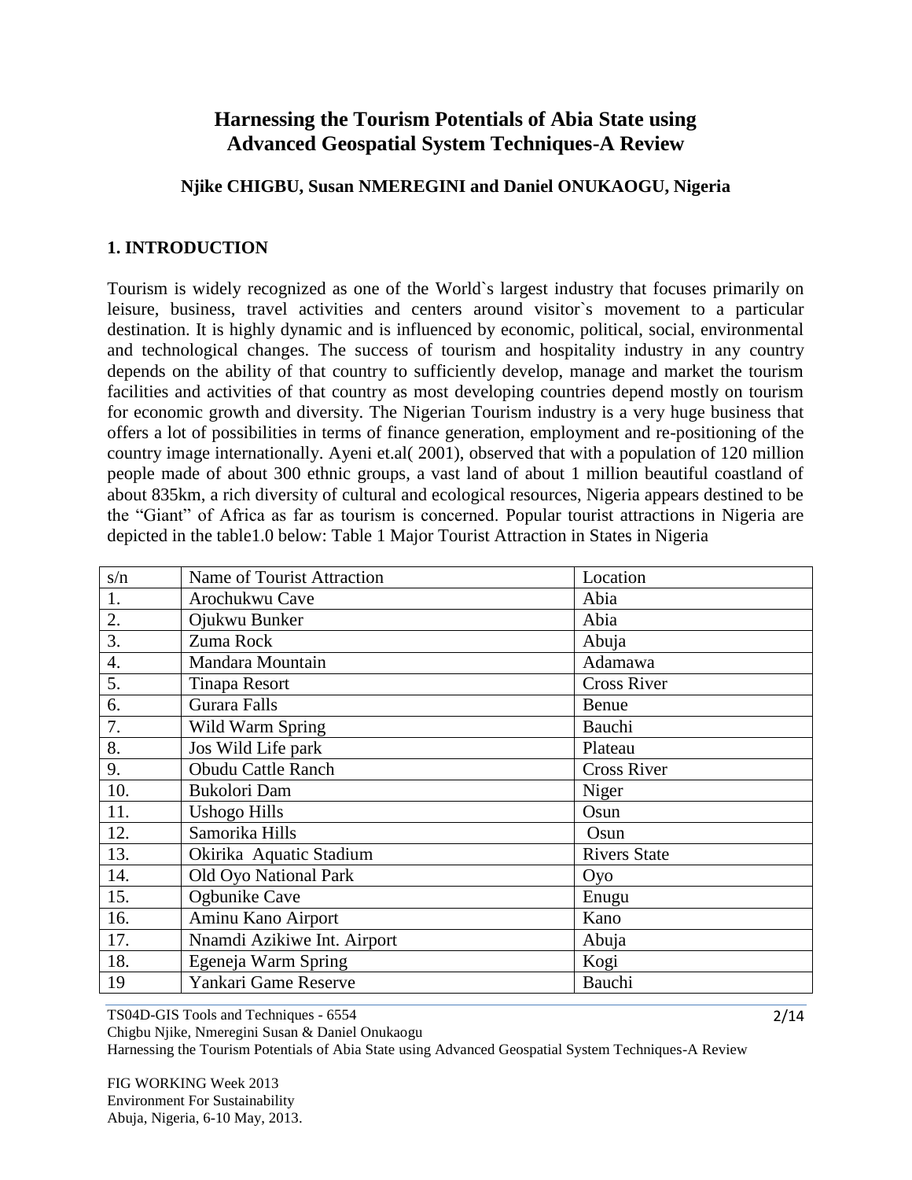# Harnessing the Tourism Potentials of Abia State using Advanced Geospatial System Techniques-A Review

**Njike CHIGBU, Susan NMEREGINI and Daniel ONUKAOGU, Nigeria**

## 1. INTRODUCTION

Tourism is widely recognized as one of the World`s largest industry that focuses primarily on leisure, business, travel activities and centers around visitor`s movement to a particular destination. It is highly dynamic and is influenced by economic, political, social, environmental and technological changes. The success of tourism and hospitality industry in any country depends on the ability of that country to sufficiently develop, manage and market the tourism facilities and activities of that country as most developing countries depend mostly on tourism for economic growth and diversity. The Nigerian Tourism industry is a very huge business that offers a lot of possibilities in terms of finance generation, employment and re-positioning of the country image internationally. Ayeni et.al( 2001), observed that with a population of 120 million people made of about 300 ethnic groups, a vast land of about 1 million beautiful coastland of about 835km, a rich diversity of cultural and ecological resources, Nigeria appears destined to be the "Giant" of Africa as far as tourism is concerned. Popular tourist attractions in Nigeria are depicted in the table1.0 below: Table 1 Major Tourist Attraction in States in Nigeria

| s/n | Name of Tourist Attraction | Location |
|---|---|---|
| 1. | Arochukwu Cave | Abia |
| 2. | Ojukwu Bunker | Abia |
| 3. | Zuma Rock | Abuja |
| 4. | Mandara Mountain | Adamawa |
| 5. | Tinapa Resort | Cross River |
| 6. | Gurara Falls | Benue |
| 7. | Wild Warm Spring | Bauchi |
| 8. | Jos Wild Life park | Plateau |
| 9. | Obudu Cattle Ranch | Cross River |
| 10. | Bukolori Dam | Niger |
| 11. | Ushogo Hills | Osun |
| 12. | Samorika Hills | Osun |
| 13. | Okirika Aquatic Stadium | Rivers State |
| 14. | Old Oyo National Park | Oyo |
| 15. | Ogbunike Cave | Enugu |
| 16. | Aminu Kano Airport | Kano |
| 17. | Nnamdi Azikiwe Int. Airport | Abuja |
| 18. | Egeneja Warm Spring | Kogi |
| 19 | Yankari Game Reserve | Bauchi |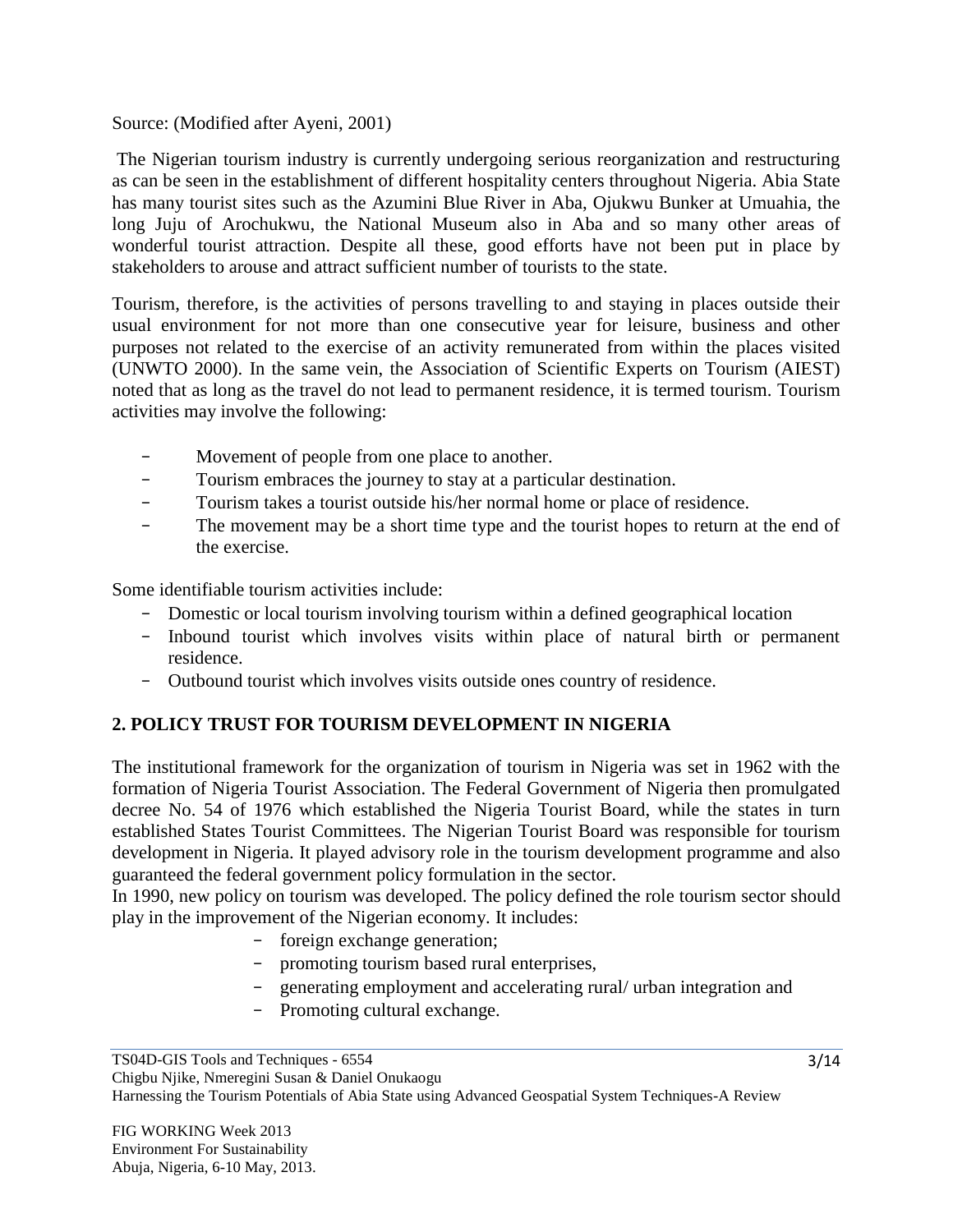Source: (Modified after Ayeni, 2001)

The Nigerian tourism industry is currently undergoing serious reorganization and restructuring as can be seen in the establishment of different hospitality centers throughout Nigeria. Abia State has many tourist sites such as the Azumini Blue River in Aba, Ojukwu Bunker at Umuahia, the long Juju of Arochukwu, the National Museum also in Aba and so many other areas of wonderful tourist attraction. Despite all these, good efforts have not been put in place by stakeholders to arouse and attract sufficient number of tourists to the state.

Tourism, therefore, is the activities of persons travelling to and staying in places outside their usual environment for not more than one consecutive year for leisure, business and other purposes not related to the exercise of an activity remunerated from within the places visited (UNWTO 2000). In the same vein, the Association of Scientific Experts on Tourism (AIEST) noted that as long as the travel do not lead to permanent residence, it is termed tourism. Tourism activities may involve the following:

- Movement of people from one place to another.
- Tourism embraces the journey to stay at a particular destination.
- Tourism takes a tourist outside his/her normal home or place of residence.
- The movement may be a short time type and the tourist hopes to return at the end of the exercise.

Some identifiable tourism activities include:

- Domestic or local tourism involving tourism within a defined geographical location
- Inbound tourist which involves visits within place of natural birth or permanent residence.
- Outbound tourist which involves visits outside ones country of residence.

## 2. POLICY TRUST FOR TOURISM DEVELOPMENT IN NIGERIA

The institutional framework for the organization of tourism in Nigeria was set in 1962 with the formation of Nigeria Tourist Association. The Federal Government of Nigeria then promulgated decree No. 54 of 1976 which established the Nigeria Tourist Board, while the states in turn established States Tourist Committees. The Nigerian Tourist Board was responsible for tourism development in Nigeria. It played advisory role in the tourism development programme and also guaranteed the federal government policy formulation in the sector.

In 1990, new policy on tourism was developed. The policy defined the role tourism sector should play in the improvement of the Nigerian economy. It includes:

- foreign exchange generation;
- promoting tourism based rural enterprises,
- generating employment and accelerating rural/ urban integration and
- Promoting cultural exchange.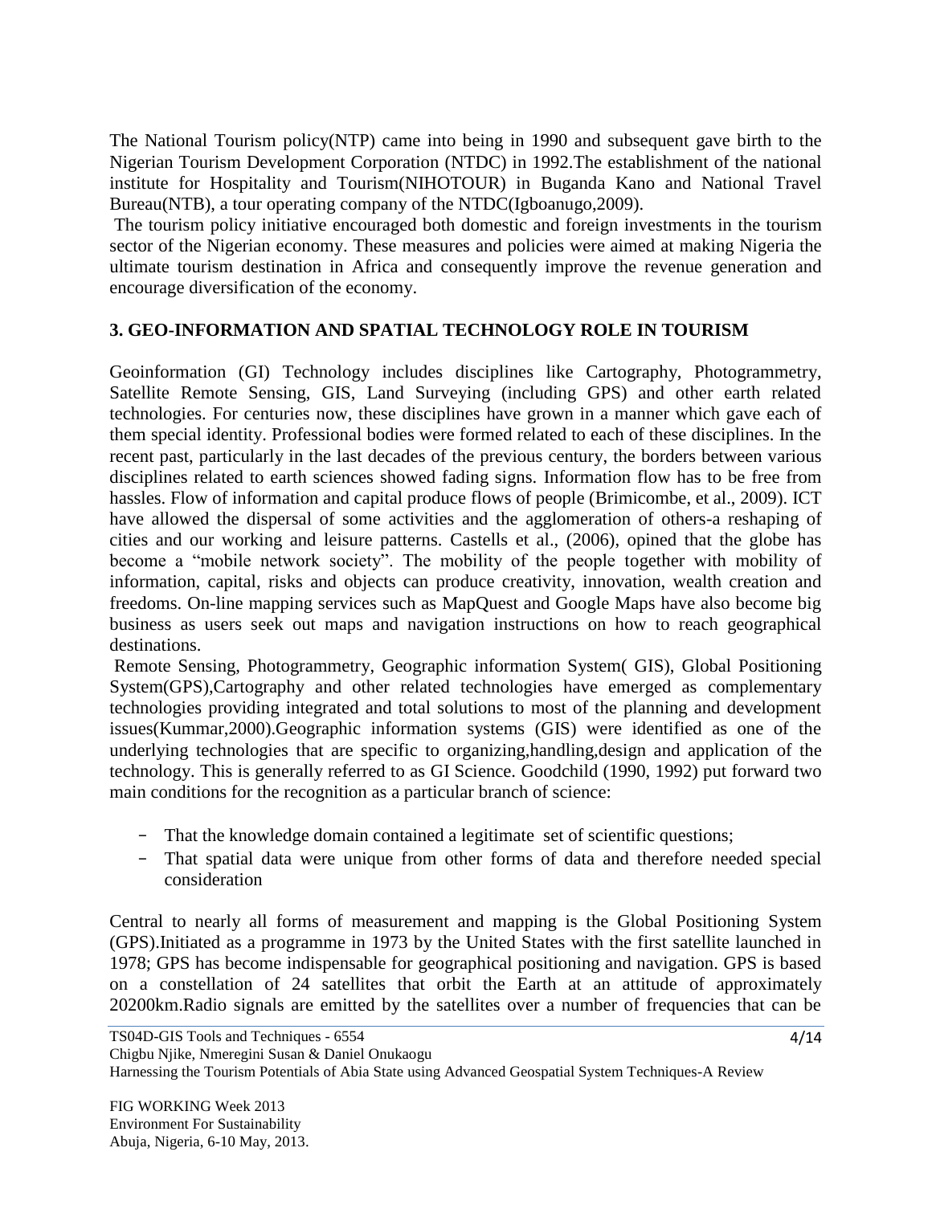The National Tourism policy(NTP) came into being in 1990 and subsequent gave birth to the Nigerian Tourism Development Corporation (NTDC) in 1992.The establishment of the national institute for Hospitality and Tourism(NIHOTOUR) in Buganda Kano and National Travel Bureau(NTB), a tour operating company of the NTDC(Igboanugo,2009).

The tourism policy initiative encouraged both domestic and foreign investments in the tourism sector of the Nigerian economy. These measures and policies were aimed at making Nigeria the ultimate tourism destination in Africa and consequently improve the revenue generation and encourage diversification of the economy.

## 3. GEO-INFORMATION AND SPATIAL TECHNOLOGY ROLE IN TOURISM

Geoinformation (GI) Technology includes disciplines like Cartography, Photogrammetry, Satellite Remote Sensing, GIS, Land Surveying (including GPS) and other earth related technologies. For centuries now, these disciplines have grown in a manner which gave each of them special identity. Professional bodies were formed related to each of these disciplines. In the recent past, particularly in the last decades of the previous century, the borders between various disciplines related to earth sciences showed fading signs. Information flow has to be free from hassles. Flow of information and capital produce flows of people (Brimicombe, et al., 2009). ICT have allowed the dispersal of some activities and the agglomeration of others-a reshaping of cities and our working and leisure patterns. Castells et al., (2006), opined that the globe has become a "mobile network society". The mobility of the people together with mobility of information, capital, risks and objects can produce creativity, innovation, wealth creation and freedoms. On-line mapping services such as MapQuest and Google Maps have also become big business as users seek out maps and navigation instructions on how to reach geographical destinations.

Remote Sensing, Photogrammetry, Geographic information System( GIS), Global Positioning System(GPS),Cartography and other related technologies have emerged as complementary technologies providing integrated and total solutions to most of the planning and development issues(Kummar,2000).Geographic information systems (GIS) were identified as one of the underlying technologies that are specific to organizing,handling,design and application of the technology. This is generally referred to as GI Science. Goodchild (1990, 1992) put forward two main conditions for the recognition as a particular branch of science:

- That the knowledge domain contained a legitimate set of scientific questions;
- That spatial data were unique from other forms of data and therefore needed special consideration

Central to nearly all forms of measurement and mapping is the Global Positioning System (GPS).Initiated as a programme in 1973 by the United States with the first satellite launched in 1978; GPS has become indispensable for geographical positioning and navigation. GPS is based on a constellation of 24 satellites that orbit the Earth at an attitude of approximately 20200km.Radio signals are emitted by the satellites over a number of frequencies that can be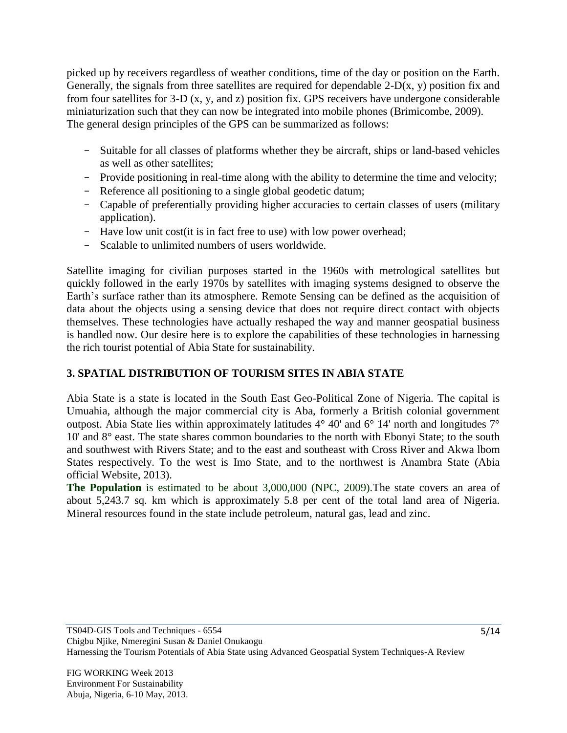picked up by receivers regardless of weather conditions, time of the day or position on the Earth. Generally, the signals from three satellites are required for dependable 2-D(x, y) position fix and from four satellites for 3-D (x, y, and z) position fix. GPS receivers have undergone considerable miniaturization such that they can now be integrated into mobile phones (Brimicombe, 2009).
The general design principles of the GPS can be summarized as follows:

- Suitable for all classes of platforms whether they be aircraft, ships or land-based vehicles as well as other satellites;
- Provide positioning in real-time along with the ability to determine the time and velocity;
- Reference all positioning to a single global geodetic datum;
- Capable of preferentially providing higher accuracies to certain classes of users (military application).
- Have low unit cost(it is in fact free to use) with low power overhead;
- Scalable to unlimited numbers of users worldwide.

Satellite imaging for civilian purposes started in the 1960s with metrological satellites but quickly followed in the early 1970s by satellites with imaging systems designed to observe the Earth's surface rather than its atmosphere. Remote Sensing can be defined as the acquisition of data about the objects using a sensing device that does not require direct contact with objects themselves. These technologies have actually reshaped the way and manner geospatial business is handled now. Our desire here is to explore the capabilities of these technologies in harnessing the rich tourist potential of Abia State for sustainability.

## 3. SPATIAL DISTRIBUTION OF TOURISM SITES IN ABIA STATE

Abia State is a state is located in the South East Geo-Political Zone of Nigeria. The capital is Umuahia, although the major commercial city is Aba, formerly a British colonial government outpost. Abia State lies within approximately latitudes 4° 40' and 6° 14' north and longitudes 7° 10' and 8° east. The state shares common boundaries to the north with Ebonyi State; to the south and southwest with Rivers State; and to the east and southeast with Cross River and Akwa lbom States respectively. To the west is Imo State, and to the northwest is Anambra State (Abia official Website, 2013).

**The Population** is estimated to be about 3,000,000 (NPC, 2009).The state covers an area of about 5,243.7 sq. km which is approximately 5.8 per cent of the total land area of Nigeria. Mineral resources found in the state include petroleum, natural gas, lead and zinc.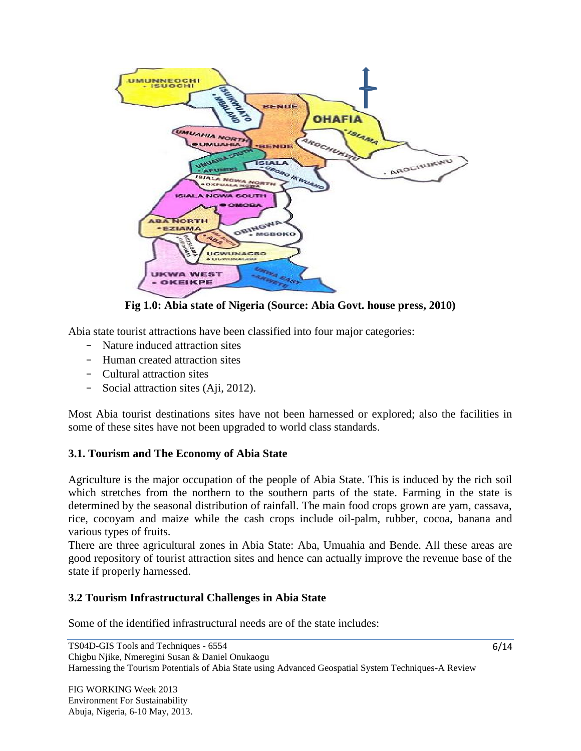Fig 1.0: Abia state of Nigeria (Source: Abia Govt. house press, 2010)

Abia state tourist attractions have been classified into four major categories:

- Nature induced attraction sites
- Human created attraction sites
- Cultural attraction sites
- Social attraction sites (Aji, 2012).

Most Abia tourist destinations sites have not been harnessed or explored; also the facilities in some of these sites have not been upgraded to world class standards.

### 3.1. Tourism and The Economy of Abia State

Agriculture is the major occupation of the people of Abia State. This is induced by the rich soil which stretches from the northern to the southern parts of the state. Farming in the state is determined by the seasonal distribution of rainfall. The main food crops grown are yam, cassava, rice, cocoyam and maize while the cash crops include oil-palm, rubber, cocoa, banana and various types of fruits.

There are three agricultural zones in Abia State: Aba, Umuahia and Bende. All these areas are good repository of tourist attraction sites and hence can actually improve the revenue base of the state if properly harnessed.

### 3.2 Tourism Infrastructural Challenges in Abia State

Some of the identified infrastructural needs are of the state includes: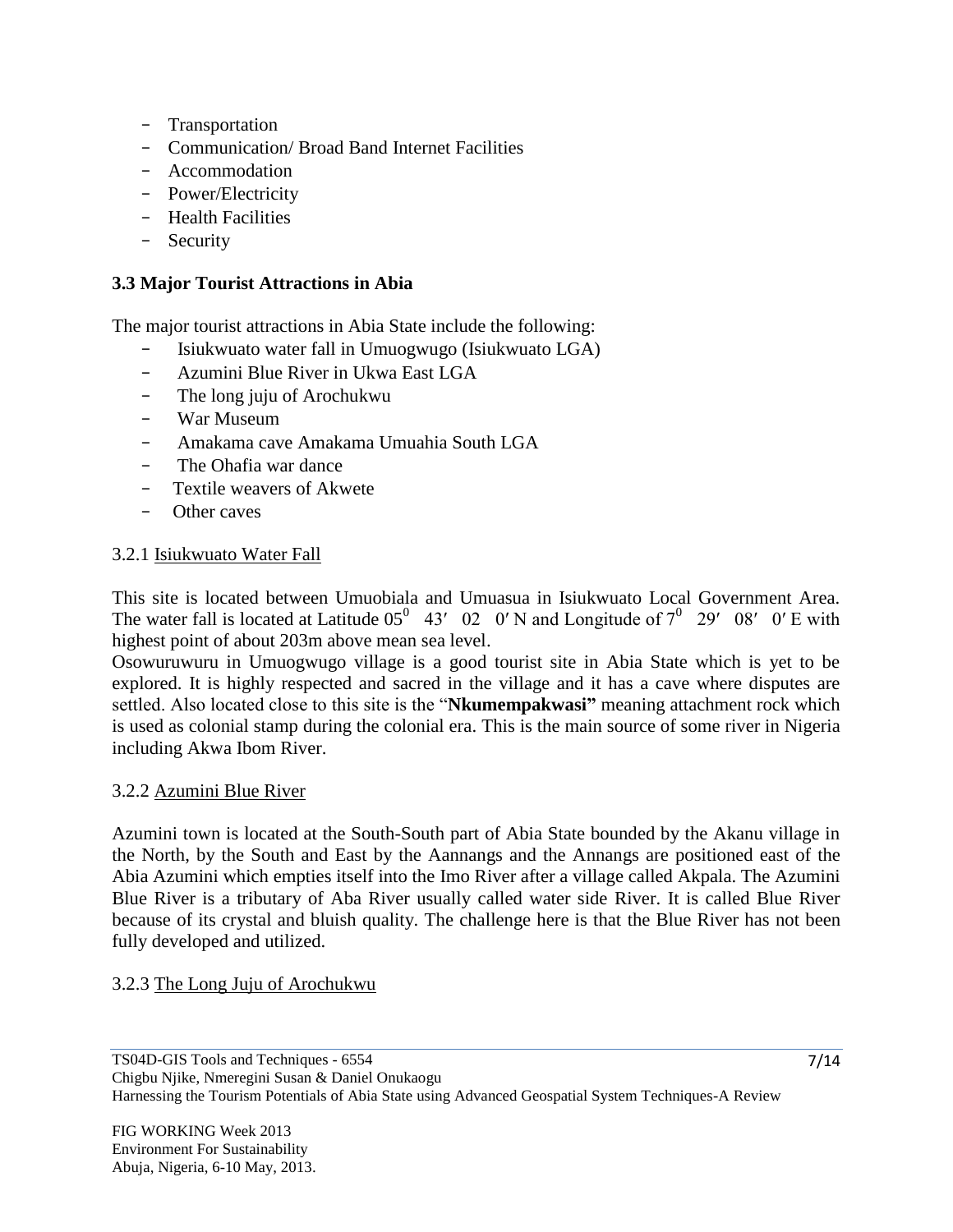- Transportation
- Communication/ Broad Band Internet Facilities
- Accommodation
- Power/Electricity
- Health Facilities
- Security

### 3.3 Major Tourist Attractions in Abia

The major tourist attractions in Abia State include the following:

- Isiukwuato water fall in Umuogwugo (Isiukwuato LGA)
- Azumini Blue River in Ukwa East LGA
- The long juju of Arochukwu
- War Museum
- Amakama cave Amakama Umuahia South LGA
- The Ohafia war dance
- Textile weavers of Akwete
- Other caves

#### 3.2.1 Isiukwuato Water Fall

This site is located between Umuobiala and Umuasua in Isiukwuato Local Government Area. The water fall is located at Latitude $05^0$ 43′ 02 0′ N and Longitude of $7^0$ 29′ 08′ 0′ E with highest point of about 203m above mean sea level.

Osowuruwuru in Umuogwugo village is a good tourist site in Abia State which is yet to be explored. It is highly respected and sacred in the village and it has a cave where disputes are settled. Also located close to this site is the "**Nkumempakwasi"** meaning attachment rock which is used as colonial stamp during the colonial era. This is the main source of some river in Nigeria including Akwa Ibom River.

#### 3.2.2 Azumini Blue River

Azumini town is located at the South-South part of Abia State bounded by the Akanu village in the North, by the South and East by the Aannangs and the Annangs are positioned east of the Abia Azumini which empties itself into the Imo River after a village called Akpala. The Azumini Blue River is a tributary of Aba River usually called water side River. It is called Blue River because of its crystal and bluish quality. The challenge here is that the Blue River has not been fully developed and utilized.

#### 3.2.3 The Long Juju of Arochukwu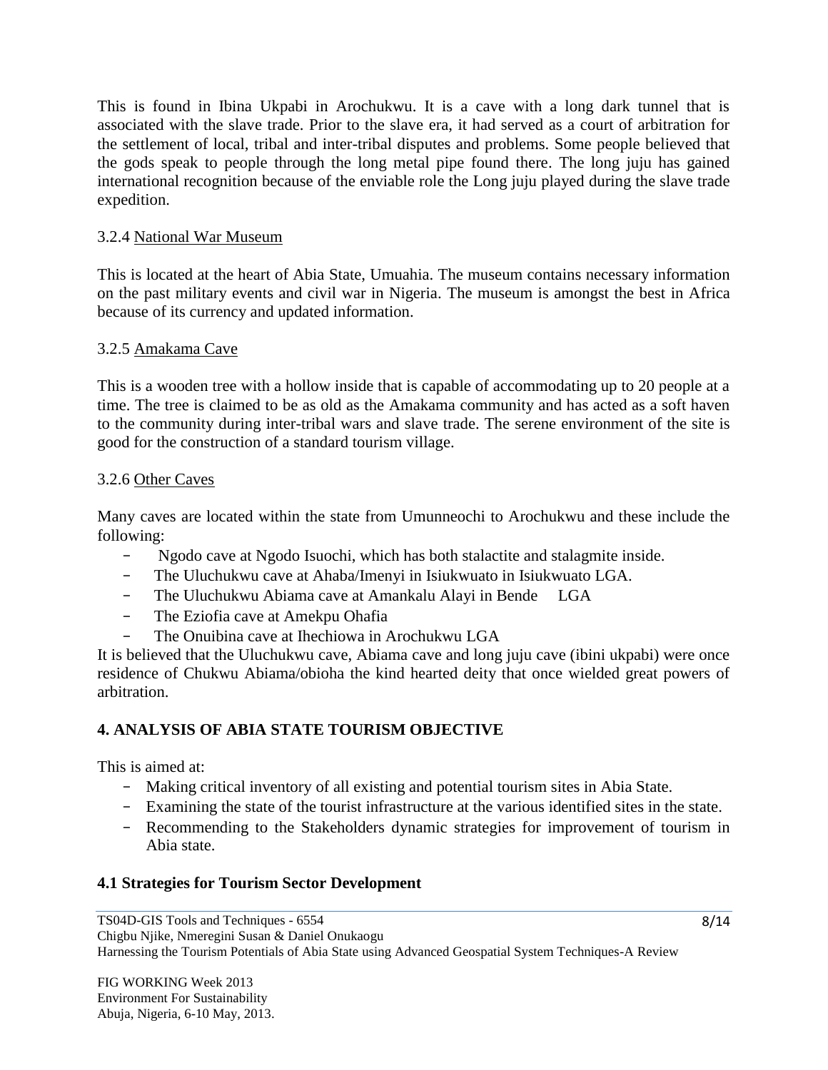This is found in Ibina Ukpabi in Arochukwu. It is a cave with a long dark tunnel that is associated with the slave trade. Prior to the slave era, it had served as a court of arbitration for the settlement of local, tribal and inter-tribal disputes and problems. Some people believed that the gods speak to people through the long metal pipe found there. The long juju has gained international recognition because of the enviable role the Long juju played during the slave trade expedition.

#### 3.2.4 National War Museum

This is located at the heart of Abia State, Umuahia. The museum contains necessary information on the past military events and civil war in Nigeria. The museum is amongst the best in Africa because of its currency and updated information.

#### 3.2.5 Amakama Cave

This is a wooden tree with a hollow inside that is capable of accommodating up to 20 people at a time. The tree is claimed to be as old as the Amakama community and has acted as a soft haven to the community during inter-tribal wars and slave trade. The serene environment of the site is good for the construction of a standard tourism village.

#### 3.2.6 Other Caves

Many caves are located within the state from Umunneochi to Arochukwu and these include the following:

- Ngodo cave at Ngodo Isuochi, which has both stalactite and stalagmite inside.
- The Uluchukwu cave at Ahaba/Imenyi in Isiukwuato in Isiukwuato LGA.
- The Uluchukwu Abiama cave at Amankalu Alayi in Bende LGA
- The Eziofia cave at Amekpu Ohafia
- The Onuibina cave at Ihechiowa in Arochukwu LGA

It is believed that the Uluchukwu cave, Abiama cave and long juju cave (ibini ukpabi) were once residence of Chukwu Abiama/obioha the kind hearted deity that once wielded great powers of arbitration.

## 4. ANALYSIS OF ABIA STATE TOURISM OBJECTIVE

This is aimed at:

- Making critical inventory of all existing and potential tourism sites in Abia State.
- Examining the state of the tourist infrastructure at the various identified sites in the state.
- Recommending to the Stakeholders dynamic strategies for improvement of tourism in Abia state.

### 4.1 Strategies for Tourism Sector Development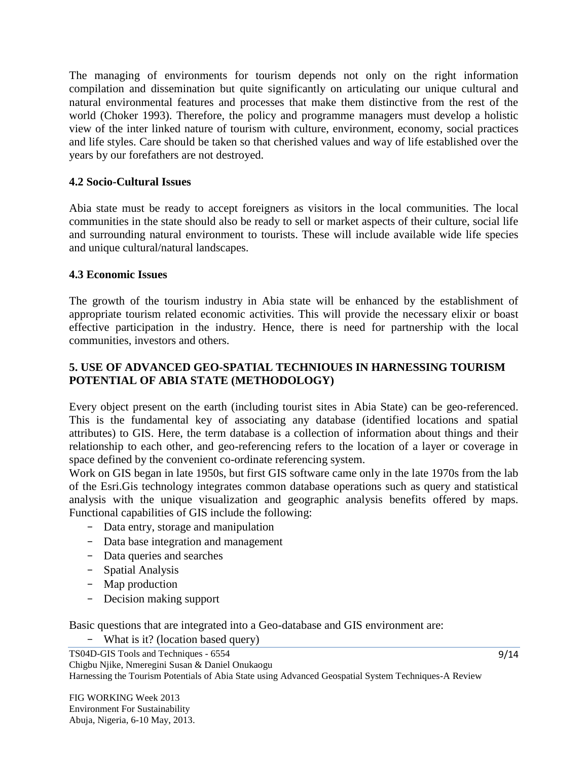The managing of environments for tourism depends not only on the right information compilation and dissemination but quite significantly on articulating our unique cultural and natural environmental features and processes that make them distinctive from the rest of the world (Choker 1993). Therefore, the policy and programme managers must develop a holistic view of the inter linked nature of tourism with culture, environment, economy, social practices and life styles. Care should be taken so that cherished values and way of life established over the years by our forefathers are not destroyed.

### 4.2 Socio-Cultural Issues

Abia state must be ready to accept foreigners as visitors in the local communities. The local communities in the state should also be ready to sell or market aspects of their culture, social life and surrounding natural environment to tourists. These will include available wide life species and unique cultural/natural landscapes.

### 4.3 Economic Issues

The growth of the tourism industry in Abia state will be enhanced by the establishment of appropriate tourism related economic activities. This will provide the necessary elixir or boast effective participation in the industry. Hence, there is need for partnership with the local communities, investors and others.

## 5. USE OF ADVANCED GEO-SPATIAL TECHNIOUES IN HARNESSING TOURISM POTENTIAL OF ABIA STATE (METHODOLOGY)

Every object present on the earth (including tourist sites in Abia State) can be geo-referenced. This is the fundamental key of associating any database (identified locations and spatial attributes) to GIS. Here, the term database is a collection of information about things and their relationship to each other, and geo-referencing refers to the location of a layer or coverage in space defined by the convenient co-ordinate referencing system.

Work on GIS began in late 1950s, but first GIS software came only in the late 1970s from the lab of the Esri.Gis technology integrates common database operations such as query and statistical analysis with the unique visualization and geographic analysis benefits offered by maps. Functional capabilities of GIS include the following:

- Data entry, storage and manipulation
- Data base integration and management
- Data queries and searches
- Spatial Analysis
- Map production
- Decision making support

Basic questions that are integrated into a Geo-database and GIS environment are:

- What is it? (location based query)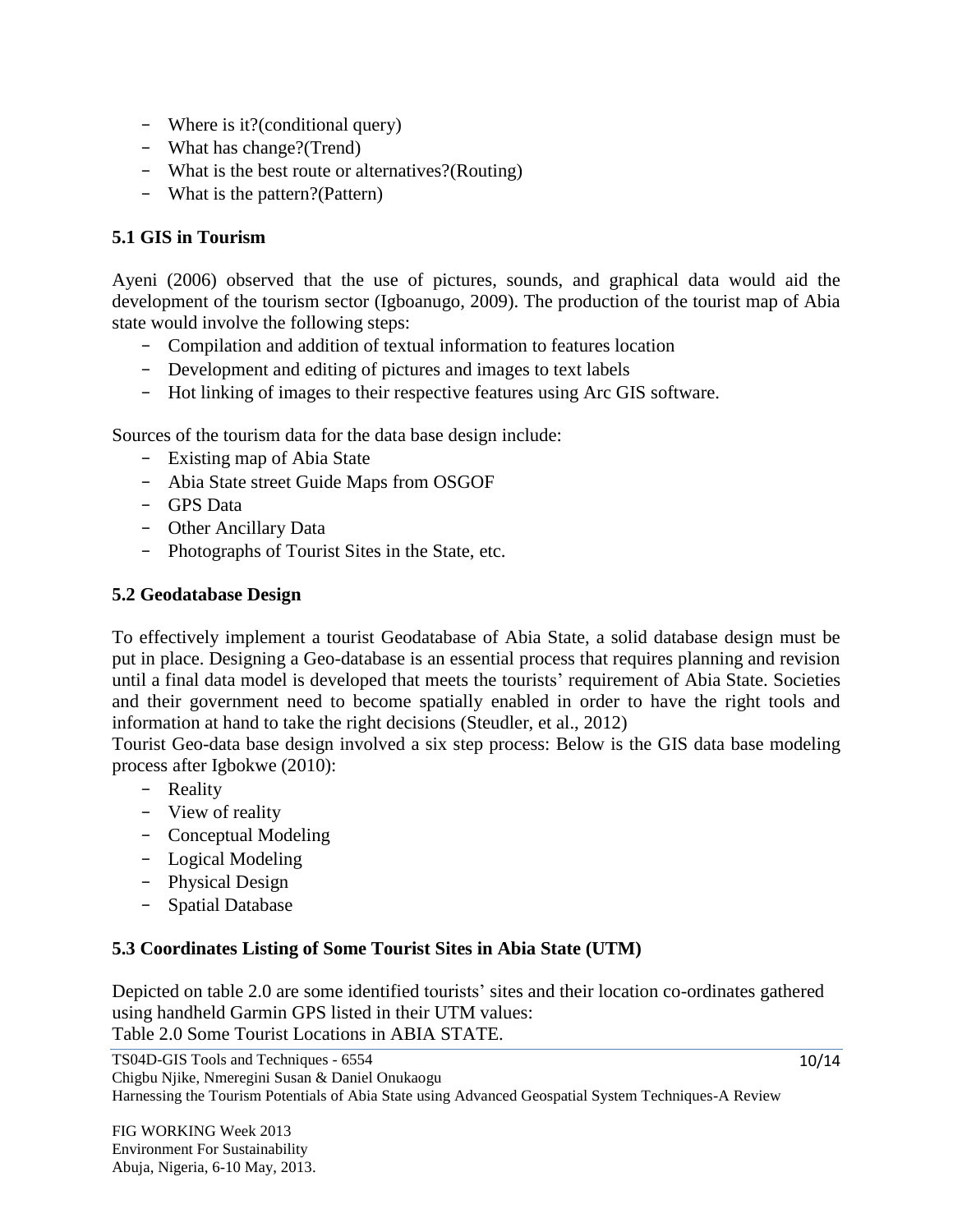- Where is it?(conditional query)
- What has change?(Trend)
- What is the best route or alternatives?(Routing)
- What is the pattern?(Pattern)

### 5.1 GIS in Tourism

Ayeni (2006) observed that the use of pictures, sounds, and graphical data would aid the development of the tourism sector (Igboanugo, 2009). The production of the tourist map of Abia state would involve the following steps:

- Compilation and addition of textual information to features location
- Development and editing of pictures and images to text labels
- Hot linking of images to their respective features using Arc GIS software.

Sources of the tourism data for the data base design include:

- Existing map of Abia State
- Abia State street Guide Maps from OSGOF
- GPS Data
- Other Ancillary Data
- Photographs of Tourist Sites in the State, etc.

### 5.2 Geodatabase Design

To effectively implement a tourist Geodatabase of Abia State, a solid database design must be put in place. Designing a Geo-database is an essential process that requires planning and revision until a final data model is developed that meets the tourists' requirement of Abia State. Societies and their government need to become spatially enabled in order to have the right tools and information at hand to take the right decisions (Steudler, et al., 2012)

Tourist Geo-data base design involved a six step process: Below is the GIS data base modeling process after Igbokwe (2010):

- Reality
- View of reality
- Conceptual Modeling
- Logical Modeling
- Physical Design
- Spatial Database

### 5.3 Coordinates Listing of Some Tourist Sites in Abia State (UTM)

Depicted on table 2.0 are some identified tourists' sites and their location co-ordinates gathered using handheld Garmin GPS listed in their UTM values:

Table 2.0 Some Tourist Locations in ABIA STATE.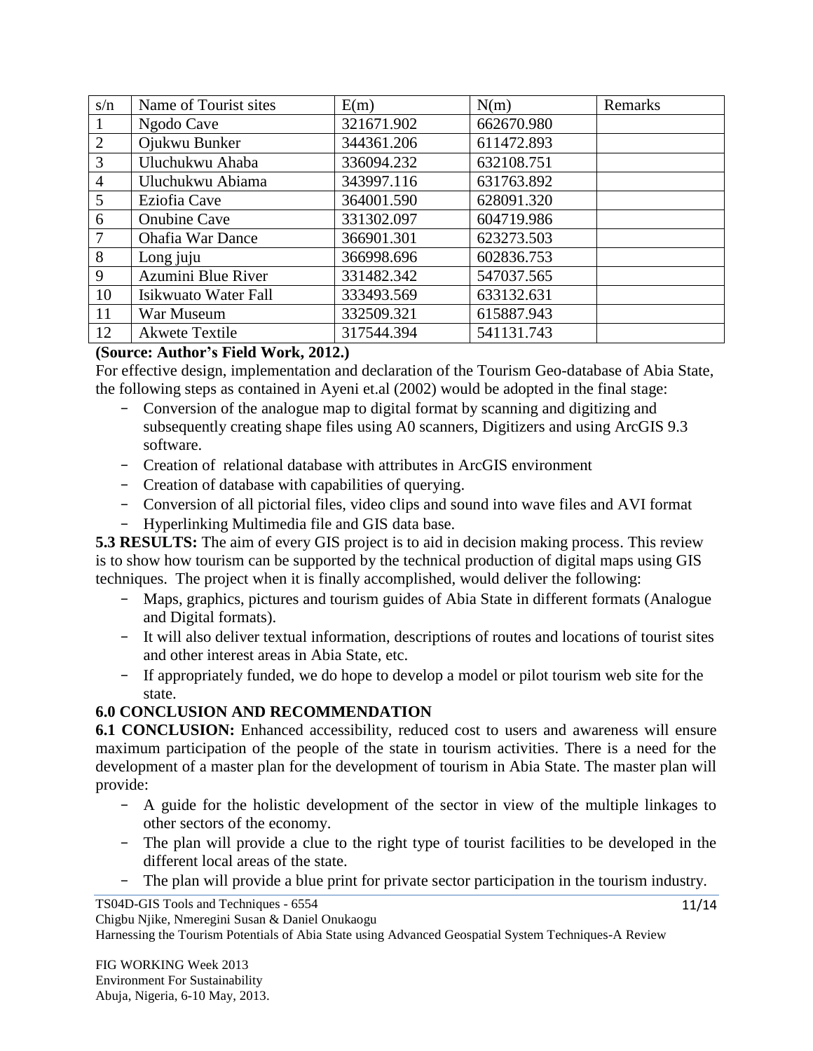| s/n | Name of Tourist sites | E(m) | N(m) | Remarks |
|---|---|---|---|---|
| 1 | Ngodo Cave | 321671.902 | 662670.980 | |
| 2 | Ojukwu Bunker | 344361.206 | 611472.893 | |
| 3 | Uluchukwu Ahaba | 336094.232 | 632108.751 | |
| 4 | Uluchukwu Abiama | 343997.116 | 631763.892 | |
| 5 | Eziofia Cave | 364001.590 | 628091.320 | |
| 6 | Onubine Cave | 331302.097 | 604719.986 | |
| 7 | Ohafia War Dance | 366901.301 | 623273.503 | |
| 8 | Long juju | 366998.696 | 602836.753 | |
| 9 | Azumini Blue River | 331482.342 | 547037.565 | |
| 10 | Isikwuato Water Fall | 333493.569 | 633132.631 | |
| 11 | War Museum | 332509.321 | 615887.943 | |
| 12 | Akwete Textile | 317544.394 | 541131.743 | |

**(Source: Author's Field Work, 2012.)**

For effective design, implementation and declaration of the Tourism Geo-database of Abia State, the following steps as contained in Ayeni et.al (2002) would be adopted in the final stage:

- Conversion of the analogue map to digital format by scanning and digitizing and subsequently creating shape files using A0 scanners, Digitizers and using ArcGIS 9.3 software.
- Creation of relational database with attributes in ArcGIS environment
- Creation of database with capabilities of querying.
- Conversion of all pictorial files, video clips and sound into wave files and AVI format
- Hyperlinking Multimedia file and GIS data base.

**5.3 RESULTS:** The aim of every GIS project is to aid in decision making process. This review is to show how tourism can be supported by the technical production of digital maps using GIS techniques. The project when it is finally accomplished, would deliver the following:

- Maps, graphics, pictures and tourism guides of Abia State in different formats (Analogue and Digital formats).
- It will also deliver textual information, descriptions of routes and locations of tourist sites and other interest areas in Abia State, etc.
- If appropriately funded, we do hope to develop a model or pilot tourism web site for the state.

## 6.0 CONCLUSION AND RECOMMENDATION

**6.1 CONCLUSION:** Enhanced accessibility, reduced cost to users and awareness will ensure maximum participation of the people of the state in tourism activities. There is a need for the development of a master plan for the development of tourism in Abia State. The master plan will provide:

- A guide for the holistic development of the sector in view of the multiple linkages to other sectors of the economy.
- The plan will provide a clue to the right type of tourist facilities to be developed in the different local areas of the state.
- The plan will provide a blue print for private sector participation in the tourism industry.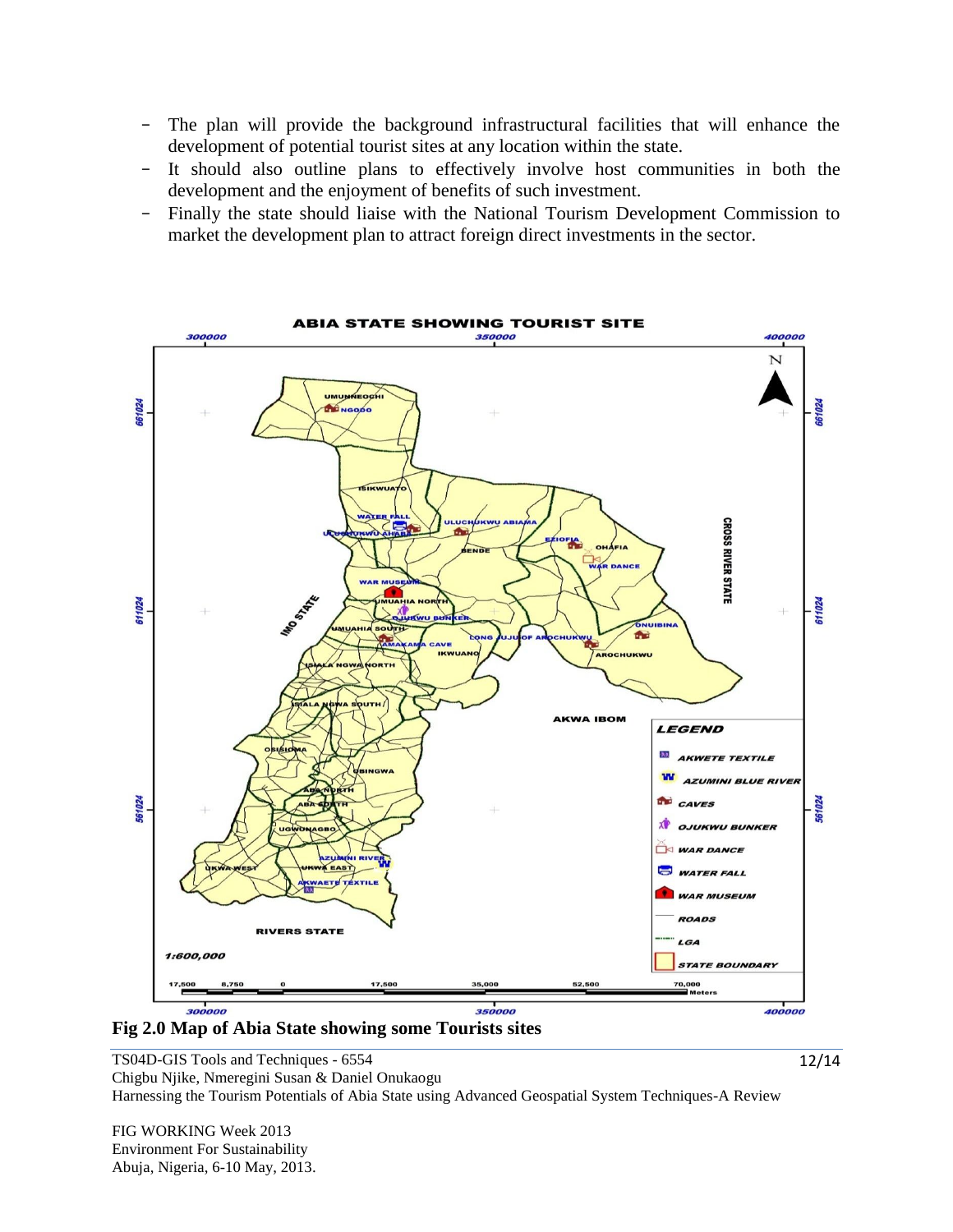- The plan will provide the background infrastructural facilities that will enhance the development of potential tourist sites at any location within the state.
- It should also outline plans to effectively involve host communities in both the development and the enjoyment of benefits of such investment.
- Finally the state should liaise with the National Tourism Development Commission to market the development plan to attract foreign direct investments in the sector.

**Fig 2.0 Map of Abia State showing some Tourists sites**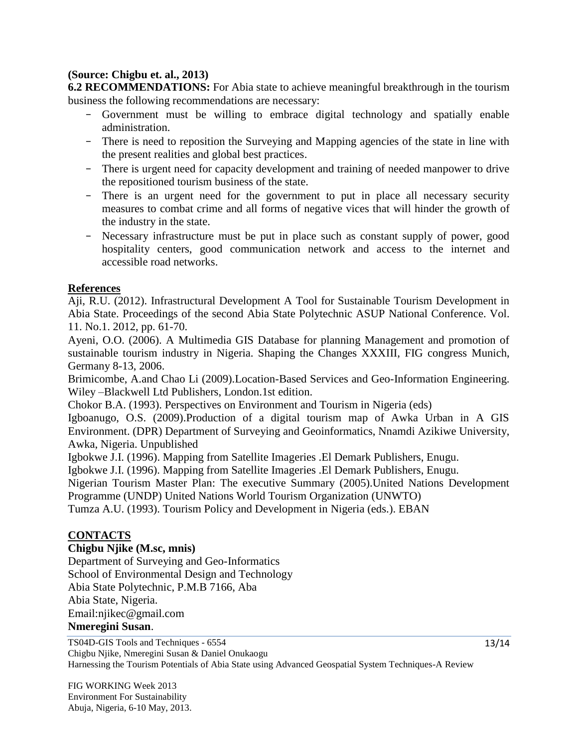**(Source: Chigbu et. al., 2013)**

**6.2 RECOMMENDATIONS:** For Abia state to achieve meaningful breakthrough in the tourism business the following recommendations are necessary:

- Government must be willing to embrace digital technology and spatially enable administration.
- There is need to reposition the Surveying and Mapping agencies of the state in line with the present realities and global best practices.
- There is urgent need for capacity development and training of needed manpower to drive the repositioned tourism business of the state.
- There is an urgent need for the government to put in place all necessary security measures to combat crime and all forms of negative vices that will hinder the growth of the industry in the state.
- Necessary infrastructure must be put in place such as constant supply of power, good hospitality centers, good communication network and access to the internet and accessible road networks.

## References

Aji, R.U. (2012). Infrastructural Development A Tool for Sustainable Tourism Development in Abia State. Proceedings of the second Abia State Polytechnic ASUP National Conference. Vol. 11. No.1. 2012, pp. 61-70.

Ayeni, O.O. (2006). A Multimedia GIS Database for planning Management and promotion of sustainable tourism industry in Nigeria. Shaping the Changes XXXIII, FIG congress Munich, Germany 8-13, 2006.

Brimicombe, A.and Chao Li (2009).Location-Based Services and Geo-Information Engineering. Wiley –Blackwell Ltd Publishers, London.1st edition.

Chokor B.A. (1993). Perspectives on Environment and Tourism in Nigeria (eds)

Igboanugo, O.S. (2009).Production of a digital tourism map of Awka Urban in A GIS Environment. (DPR) Department of Surveying and Geoinformatics, Nnamdi Azikiwe University, Awka, Nigeria. Unpublished

Igbokwe J.I. (1996). Mapping from Satellite Imageries .El Demark Publishers, Enugu.

Igbokwe J.I. (1996). Mapping from Satellite Imageries .El Demark Publishers, Enugu.

Nigerian Tourism Master Plan: The executive Summary (2005).United Nations Development Programme (UNDP) United Nations World Tourism Organization (UNWTO)

Tumza A.U. (1993). Tourism Policy and Development in Nigeria (eds.). EBAN

## CONTACTS

**Chigbu Njike (M.sc, mnis)**
Department of Surveying and Geo-Informatics
School of Environmental Design and Technology
Abia State Polytechnic, P.M.B 7166, Aba
Abia State, Nigeria.
Email:njikec@gmail.com

**Nmeregini Susan**.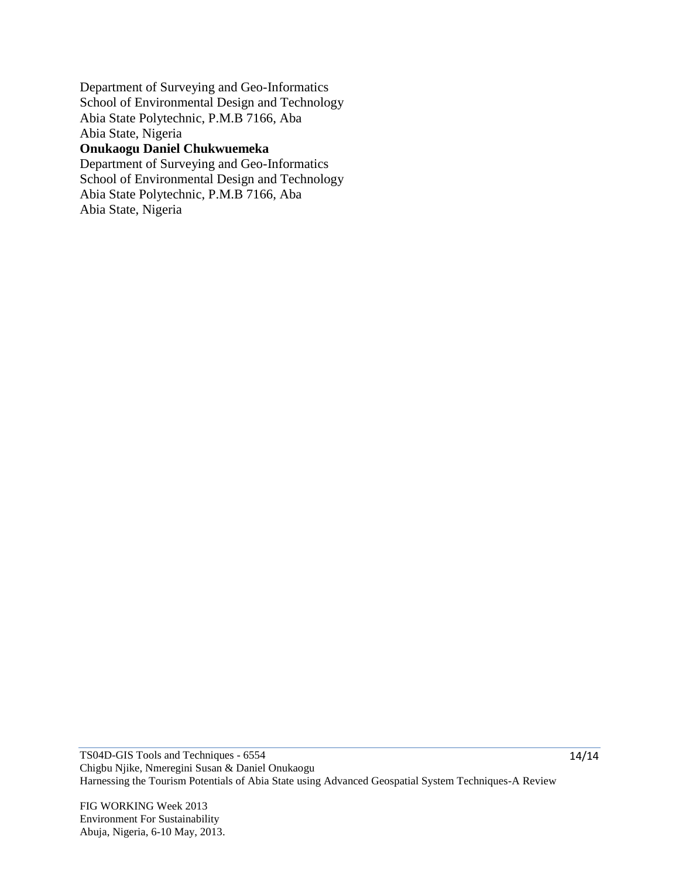Department of Surveying and Geo-Informatics
School of Environmental Design and Technology
Abia State Polytechnic, P.M.B 7166, Aba
Abia State, Nigeria

**Onukaogu Daniel Chukwuemeka**
Department of Surveying and Geo-Informatics
School of Environmental Design and Technology
Abia State Polytechnic, P.M.B 7166, Aba
Abia State, Nigeria